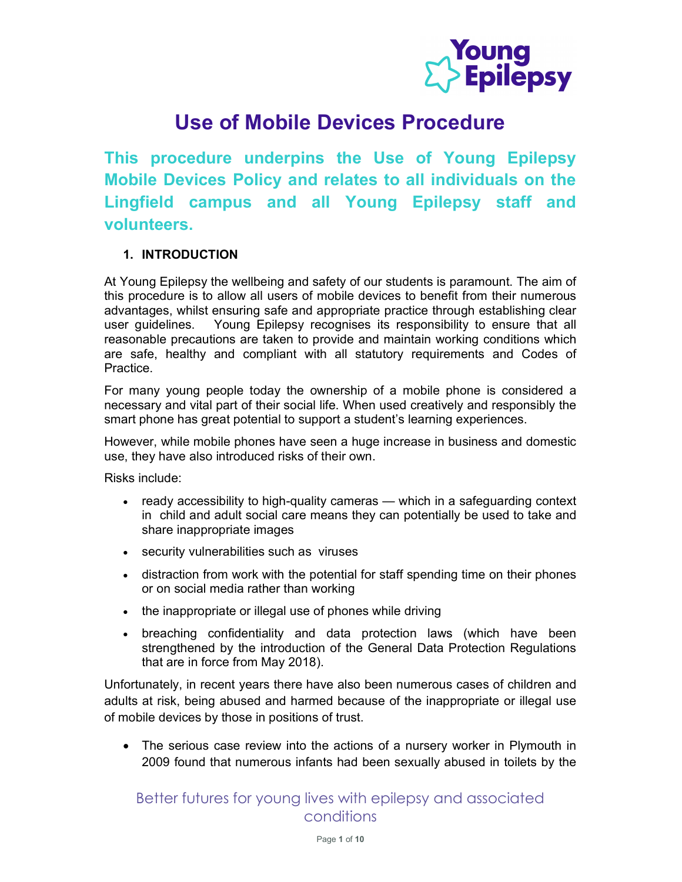# Use of Mobile Devices Procedure

## This procedure underpins the Use of Young Epilepsy Mobile Devices Policy and relates to all individuals on the Lingfield campus and all Young Epilepsy staff and volunteers.

### 1. INTRODUCTION

At Young Epilepsy the wellbeing and safety of our students is paramount. The aim of this procedure is to allow all users of mobile devices to benefit from their numerous advantages, whilst ensuring safe and appropriate practice through establishing clear user guidelines. Young Epilepsy recognises its responsibility to ensure that all reasonable precautions are taken to provide and maintain working conditions which are safe, healthy and compliant with all statutory requirements and Codes of Practice.

For many young people today the ownership of a mobile phone is considered a necessary and vital part of their social life. When used creatively and responsibly the smart phone has great potential to support a student's learning experiences.

However, while mobile phones have seen a huge increase in business and domestic use, they have also introduced risks of their own.

Risks include:

- ready accessibility to high-quality cameras — which in a safeguarding context in child and adult social care means they can potentially be used to take and share inappropriate images
- security vulnerabilities such as viruses
- distraction from work with the potential for staff spending time on their phones or on social media rather than working
- the inappropriate or illegal use of phones while driving
- breaching confidentiality and data protection laws (which have been strengthened by the introduction of the General Data Protection Regulations that are in force from May 2018).

Unfortunately, in recent years there have also been numerous cases of children and adults at risk, being abused and harmed because of the inappropriate or illegal use of mobile devices by those in positions of trust.

- The serious case review into the actions of a nursery worker in Plymouth in 2009 found that numerous infants had been sexually abused in toilets by the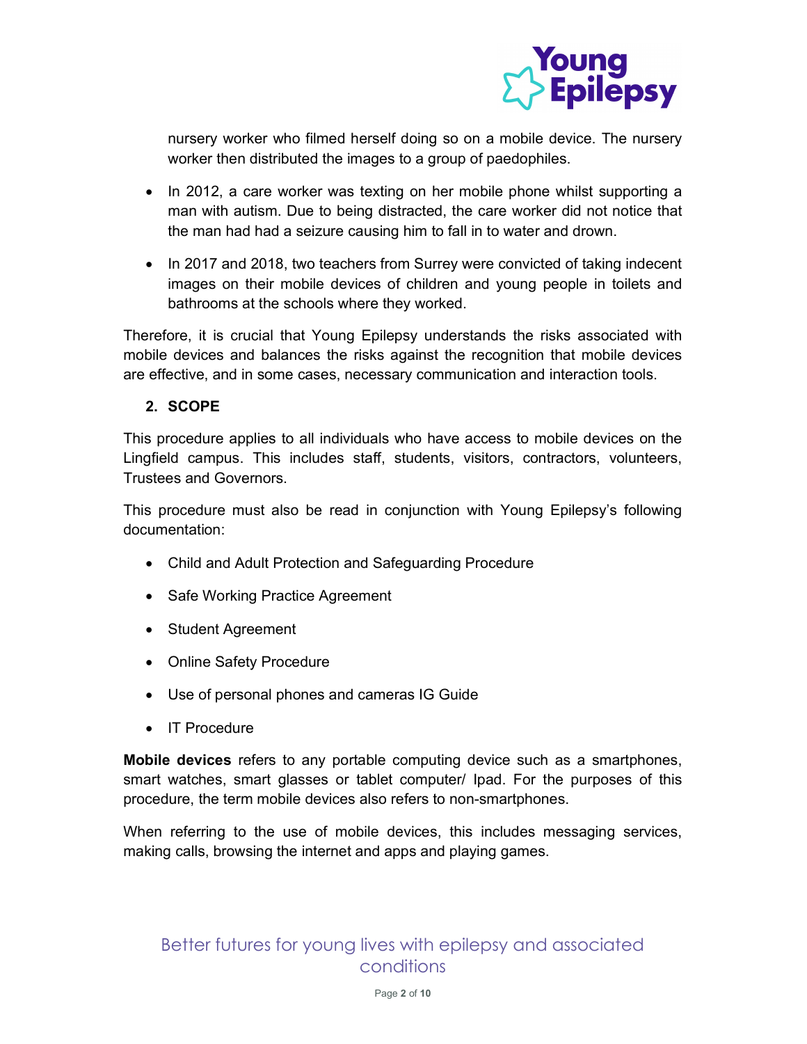nursery worker who filmed herself doing so on a mobile device. The nursery worker then distributed the images to a group of paedophiles.

- In 2012, a care worker was texting on her mobile phone whilst supporting a man with autism. Due to being distracted, the care worker did not notice that the man had had a seizure causing him to fall in to water and drown.
- In 2017 and 2018, two teachers from Surrey were convicted of taking indecent images on their mobile devices of children and young people in toilets and bathrooms at the schools where they worked.

Therefore, it is crucial that Young Epilepsy understands the risks associated with mobile devices and balances the risks against the recognition that mobile devices are effective, and in some cases, necessary communication and interaction tools.

## 2. SCOPE

This procedure applies to all individuals who have access to mobile devices on the Lingfield campus. This includes staff, students, visitors, contractors, volunteers, Trustees and Governors.

This procedure must also be read in conjunction with Young Epilepsy's following documentation:

- Child and Adult Protection and Safeguarding Procedure
- Safe Working Practice Agreement
- Student Agreement
- Online Safety Procedure
- Use of personal phones and cameras IG Guide
- IT Procedure

**Mobile devices** refers to any portable computing device such as a smartphones, smart watches, smart glasses or tablet computer/ Ipad. For the purposes of this procedure, the term mobile devices also refers to non-smartphones.

When referring to the use of mobile devices, this includes messaging services, making calls, browsing the internet and apps and playing games.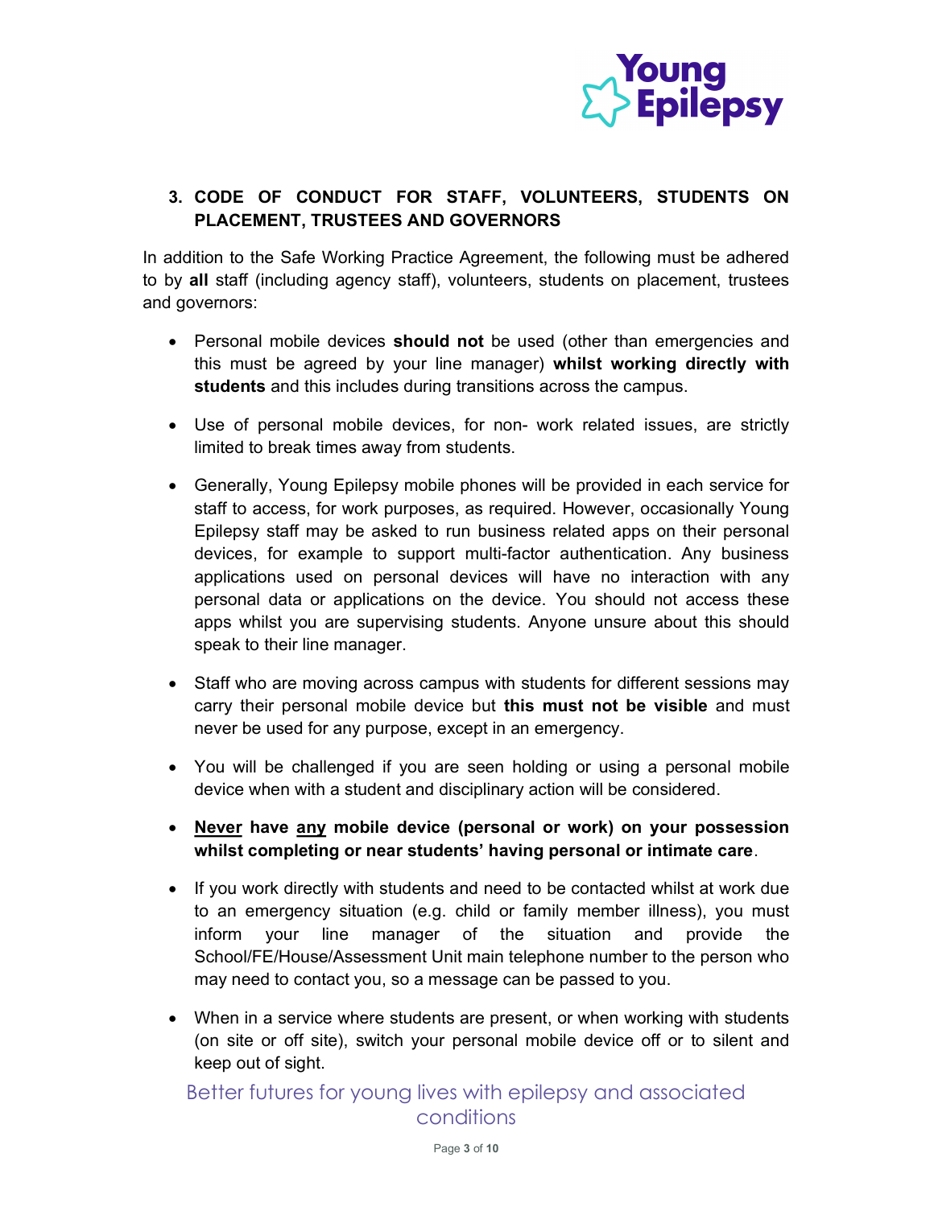## 3. CODE OF CONDUCT FOR STAFF, VOLUNTEERS, STUDENTS ON PLACEMENT, TRUSTEES AND GOVERNORS

In addition to the Safe Working Practice Agreement, the following must be adhered to by **all** staff (including agency staff), volunteers, students on placement, trustees and governors:

- Personal mobile devices **should not** be used (other than emergencies and this must be agreed by your line manager) **whilst working directly with students** and this includes during transitions across the campus.
- Use of personal mobile devices, for non- work related issues, are strictly limited to break times away from students.
- Generally, Young Epilepsy mobile phones will be provided in each service for staff to access, for work purposes, as required. However, occasionally Young Epilepsy staff may be asked to run business related apps on their personal devices, for example to support multi-factor authentication. Any business applications used on personal devices will have no interaction with any personal data or applications on the device. You should not access these apps whilst you are supervising students. Anyone unsure about this should speak to their line manager.
- Staff who are moving across campus with students for different sessions may carry their personal mobile device but **this must not be visible** and must never be used for any purpose, except in an emergency.
- You will be challenged if you are seen holding or using a personal mobile device when with a student and disciplinary action will be considered.
- **<u>Never</u> have <u>any</u> mobile device (personal or work) on your possession whilst completing or near students' having personal or intimate care**.
- If you work directly with students and need to be contacted whilst at work due to an emergency situation (e.g. child or family member illness), you must inform your line manager of the situation and provide the School/FE/House/Assessment Unit main telephone number to the person who may need to contact you, so a message can be passed to you.
- When in a service where students are present, or when working with students (on site or off site), switch your personal mobile device off or to silent and keep out of sight.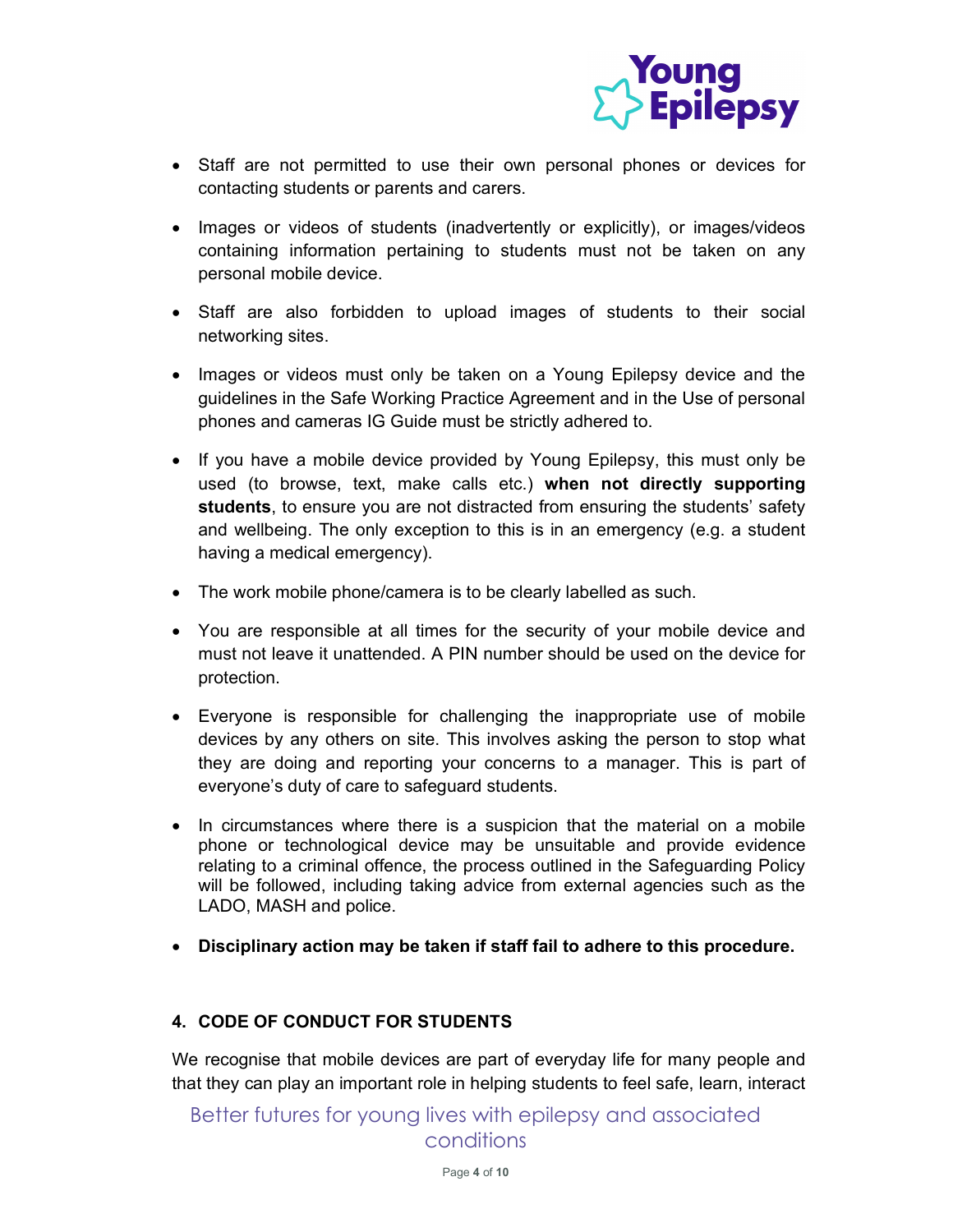- Staff are not permitted to use their own personal phones or devices for contacting students or parents and carers.

- Images or videos of students (inadvertently or explicitly), or images/videos containing information pertaining to students must not be taken on any personal mobile device.

- Staff are also forbidden to upload images of students to their social networking sites.

- Images or videos must only be taken on a Young Epilepsy device and the guidelines in the Safe Working Practice Agreement and in the Use of personal phones and cameras IG Guide must be strictly adhered to.

- If you have a mobile device provided by Young Epilepsy, this must only be used (to browse, text, make calls etc.) **when not directly supporting students**, to ensure you are not distracted from ensuring the students' safety and wellbeing. The only exception to this is in an emergency (e.g. a student having a medical emergency).

- The work mobile phone/camera is to be clearly labelled as such.

- You are responsible at all times for the security of your mobile device and must not leave it unattended. A PIN number should be used on the device for protection.

- Everyone is responsible for challenging the inappropriate use of mobile devices by any others on site. This involves asking the person to stop what they are doing and reporting your concerns to a manager. This is part of everyone's duty of care to safeguard students.

- In circumstances where there is a suspicion that the material on a mobile phone or technological device may be unsuitable and provide evidence relating to a criminal offence, the process outlined in the Safeguarding Policy will be followed, including taking advice from external agencies such as the LADO, MASH and police.

- **Disciplinary action may be taken if staff fail to adhere to this procedure.**

## 4. CODE OF CONDUCT FOR STUDENTS

We recognise that mobile devices are part of everyday life for many people and that they can play an important role in helping students to feel safe, learn, interact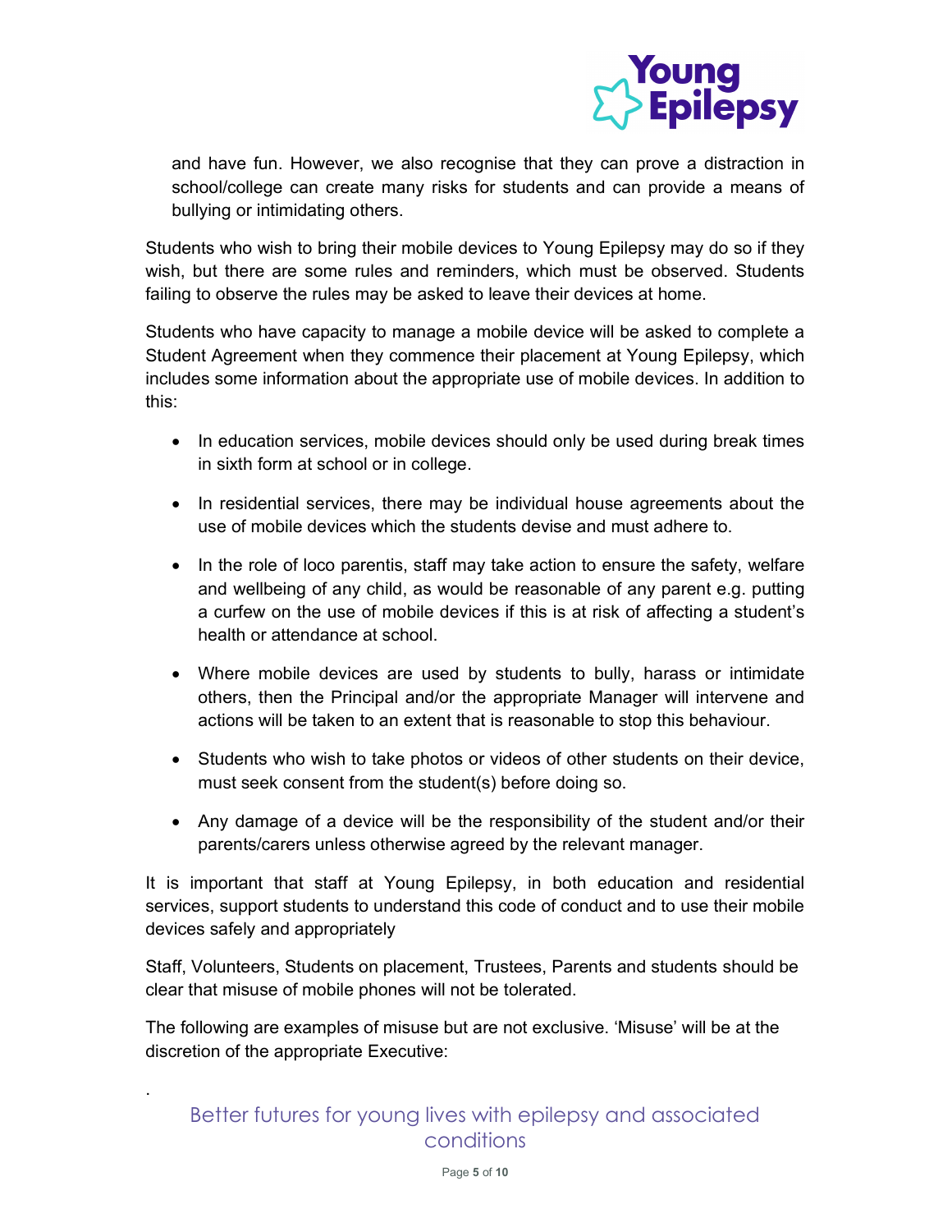and have fun. However, we also recognise that they can prove a distraction in school/college can create many risks for students and can provide a means of bullying or intimidating others.

Students who wish to bring their mobile devices to Young Epilepsy may do so if they wish, but there are some rules and reminders, which must be observed. Students failing to observe the rules may be asked to leave their devices at home.

Students who have capacity to manage a mobile device will be asked to complete a Student Agreement when they commence their placement at Young Epilepsy, which includes some information about the appropriate use of mobile devices. In addition to this:

- In education services, mobile devices should only be used during break times in sixth form at school or in college.
- In residential services, there may be individual house agreements about the use of mobile devices which the students devise and must adhere to.
- In the role of loco parentis, staff may take action to ensure the safety, welfare and wellbeing of any child, as would be reasonable of any parent e.g. putting a curfew on the use of mobile devices if this is at risk of affecting a student's health or attendance at school.
- Where mobile devices are used by students to bully, harass or intimidate others, then the Principal and/or the appropriate Manager will intervene and actions will be taken to an extent that is reasonable to stop this behaviour.
- Students who wish to take photos or videos of other students on their device, must seek consent from the student(s) before doing so.
- Any damage of a device will be the responsibility of the student and/or their parents/carers unless otherwise agreed by the relevant manager.

It is important that staff at Young Epilepsy, in both education and residential services, support students to understand this code of conduct and to use their mobile devices safely and appropriately

Staff, Volunteers, Students on placement, Trustees, Parents and students should be clear that misuse of mobile phones will not be tolerated.

The following are examples of misuse but are not exclusive. 'Misuse' will be at the discretion of the appropriate Executive: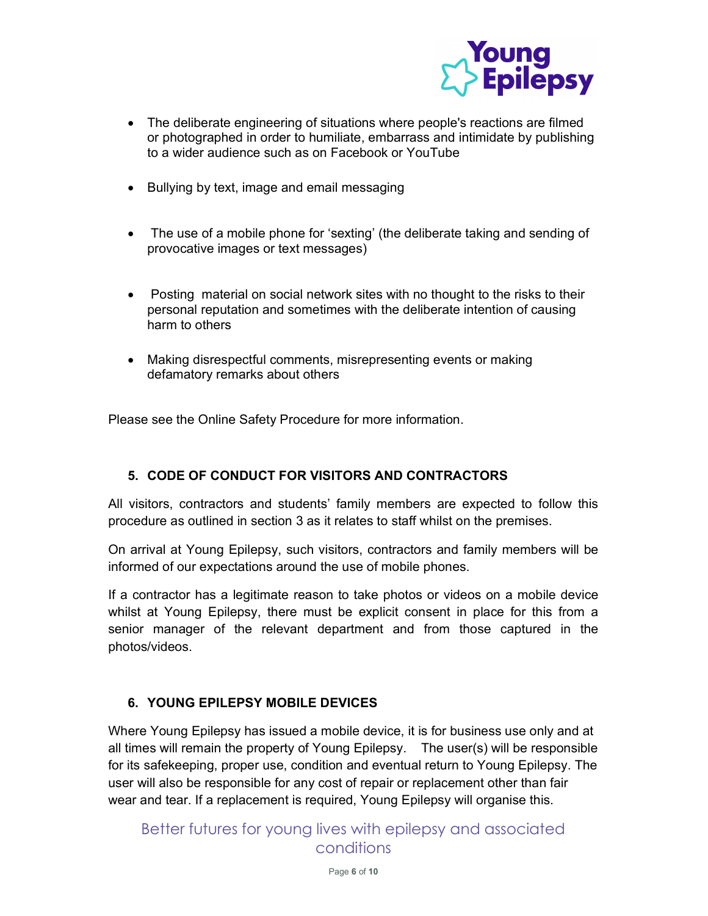- The deliberate engineering of situations where people's reactions are filmed or photographed in order to humiliate, embarrass and intimidate by publishing to a wider audience such as on Facebook or YouTube
- Bullying by text, image and email messaging
- The use of a mobile phone for 'sexting' (the deliberate taking and sending of provocative images or text messages)
- Posting material on social network sites with no thought to the risks to their personal reputation and sometimes with the deliberate intention of causing harm to others
- Making disrespectful comments, misrepresenting events or making defamatory remarks about others

Please see the Online Safety Procedure for more information.

## 5. CODE OF CONDUCT FOR VISITORS AND CONTRACTORS

All visitors, contractors and students' family members are expected to follow this procedure as outlined in section 3 as it relates to staff whilst on the premises.

On arrival at Young Epilepsy, such visitors, contractors and family members will be informed of our expectations around the use of mobile phones.

If a contractor has a legitimate reason to take photos or videos on a mobile device whilst at Young Epilepsy, there must be explicit consent in place for this from a senior manager of the relevant department and from those captured in the photos/videos.

## 6. YOUNG EPILEPSY MOBILE DEVICES

Where Young Epilepsy has issued a mobile device, it is for business use only and at all times will remain the property of Young Epilepsy. The user(s) will be responsible for its safekeeping, proper use, condition and eventual return to Young Epilepsy. The user will also be responsible for any cost of repair or replacement other than fair wear and tear. If a replacement is required, Young Epilepsy will organise this.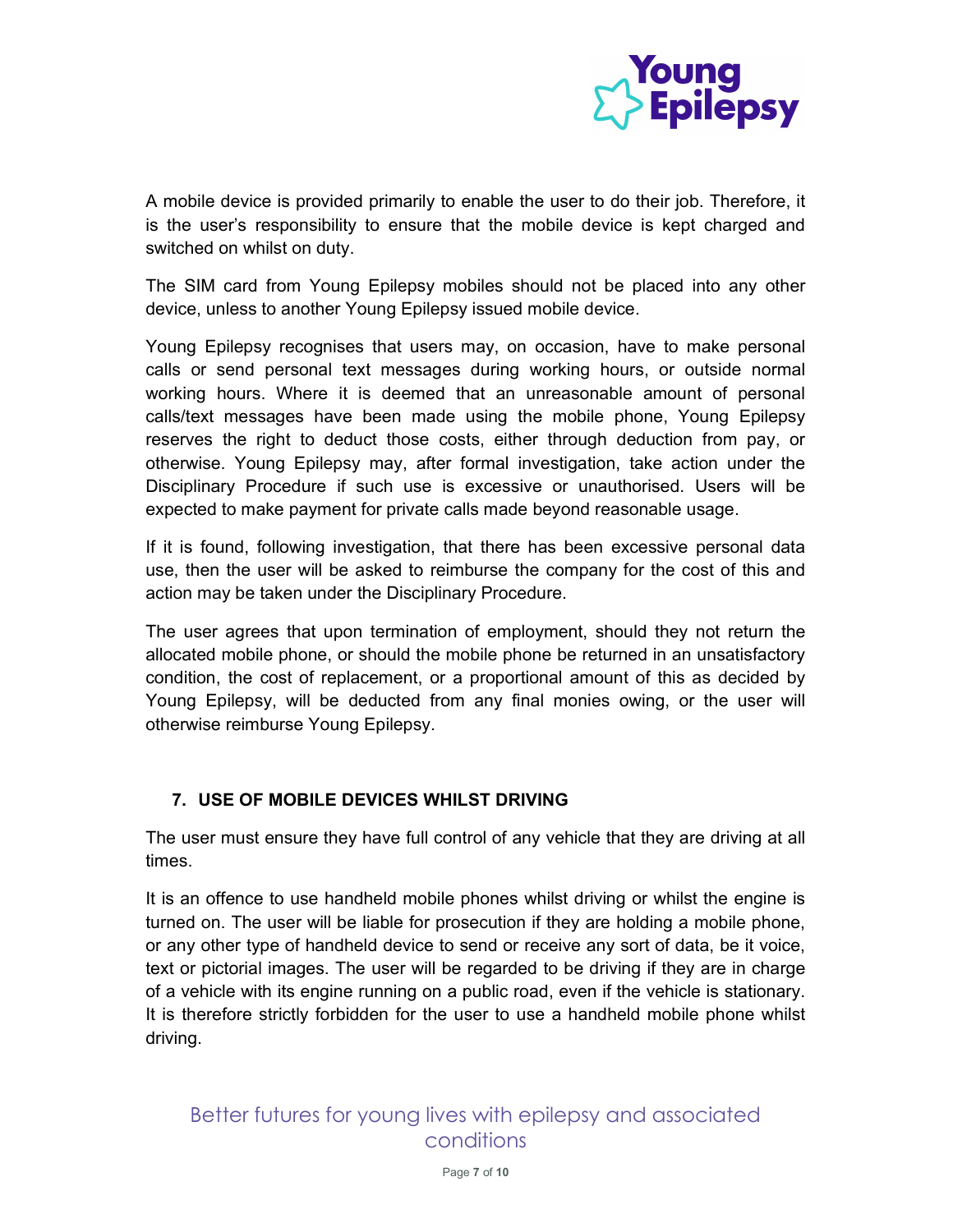A mobile device is provided primarily to enable the user to do their job. Therefore, it is the user's responsibility to ensure that the mobile device is kept charged and switched on whilst on duty.

The SIM card from Young Epilepsy mobiles should not be placed into any other device, unless to another Young Epilepsy issued mobile device.

Young Epilepsy recognises that users may, on occasion, have to make personal calls or send personal text messages during working hours, or outside normal working hours. Where it is deemed that an unreasonable amount of personal calls/text messages have been made using the mobile phone, Young Epilepsy reserves the right to deduct those costs, either through deduction from pay, or otherwise. Young Epilepsy may, after formal investigation, take action under the Disciplinary Procedure if such use is excessive or unauthorised. Users will be expected to make payment for private calls made beyond reasonable usage.

If it is found, following investigation, that there has been excessive personal data use, then the user will be asked to reimburse the company for the cost of this and action may be taken under the Disciplinary Procedure.

The user agrees that upon termination of employment, should they not return the allocated mobile phone, or should the mobile phone be returned in an unsatisfactory condition, the cost of replacement, or a proportional amount of this as decided by Young Epilepsy, will be deducted from any final monies owing, or the user will otherwise reimburse Young Epilepsy.

## 7. USE OF MOBILE DEVICES WHILST DRIVING

The user must ensure they have full control of any vehicle that they are driving at all times.

It is an offence to use handheld mobile phones whilst driving or whilst the engine is turned on. The user will be liable for prosecution if they are holding a mobile phone, or any other type of handheld device to send or receive any sort of data, be it voice, text or pictorial images. The user will be regarded to be driving if they are in charge of a vehicle with its engine running on a public road, even if the vehicle is stationary. It is therefore strictly forbidden for the user to use a handheld mobile phone whilst driving.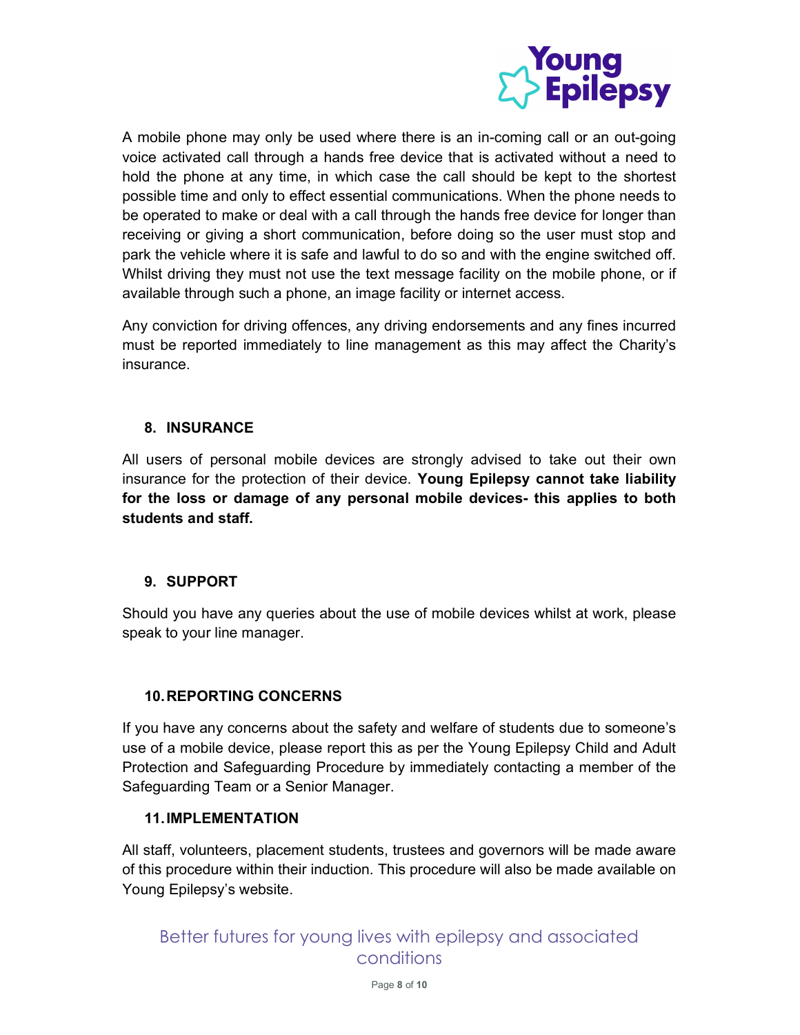A mobile phone may only be used where there is an in-coming call or an out-going voice activated call through a hands free device that is activated without a need to hold the phone at any time, in which case the call should be kept to the shortest possible time and only to effect essential communications. When the phone needs to be operated to make or deal with a call through the hands free device for longer than receiving or giving a short communication, before doing so the user must stop and park the vehicle where it is safe and lawful to do so and with the engine switched off. Whilst driving they must not use the text message facility on the mobile phone, or if available through such a phone, an image facility or internet access.

Any conviction for driving offences, any driving endorsements and any fines incurred must be reported immediately to line management as this may affect the Charity's insurance.

## 8. INSURANCE

All users of personal mobile devices are strongly advised to take out their own insurance for the protection of their device. **Young Epilepsy cannot take liability for the loss or damage of any personal mobile devices- this applies to both students and staff.**

## 9. SUPPORT

Should you have any queries about the use of mobile devices whilst at work, please speak to your line manager.

## 10. REPORTING CONCERNS

If you have any concerns about the safety and welfare of students due to someone's use of a mobile device, please report this as per the Young Epilepsy Child and Adult Protection and Safeguarding Procedure by immediately contacting a member of the Safeguarding Team or a Senior Manager.

## 11. IMPLEMENTATION

All staff, volunteers, placement students, trustees and governors will be made aware of this procedure within their induction. This procedure will also be made available on Young Epilepsy's website.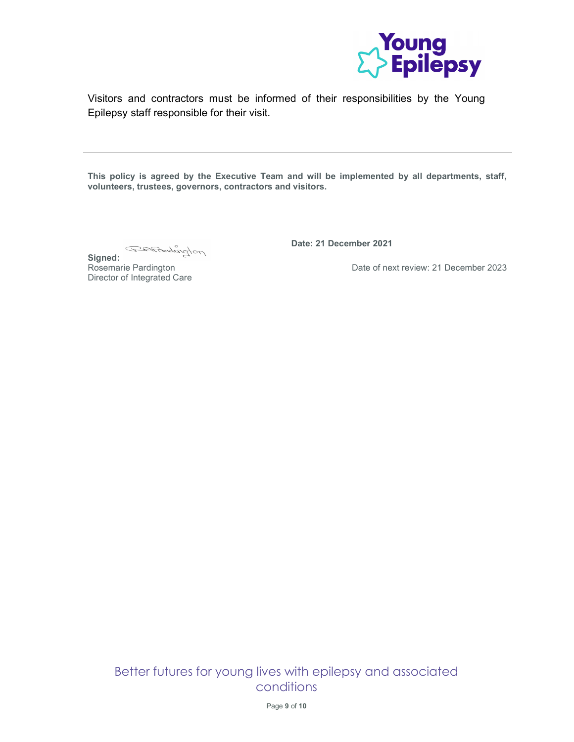Visitors and contractors must be informed of their responsibilities by the Young Epilepsy staff responsible for their visit.

---

**This policy is agreed by the Executive Team and will be implemented by all departments, staff, volunteers, trustees, governors, contractors and visitors.**

**Signed:**
Rosemarie Pardington
Director of Integrated Care

**Date: 21 December 2021**

Date of next review: 21 December 2023

Better futures for young lives with epilepsy and associated conditions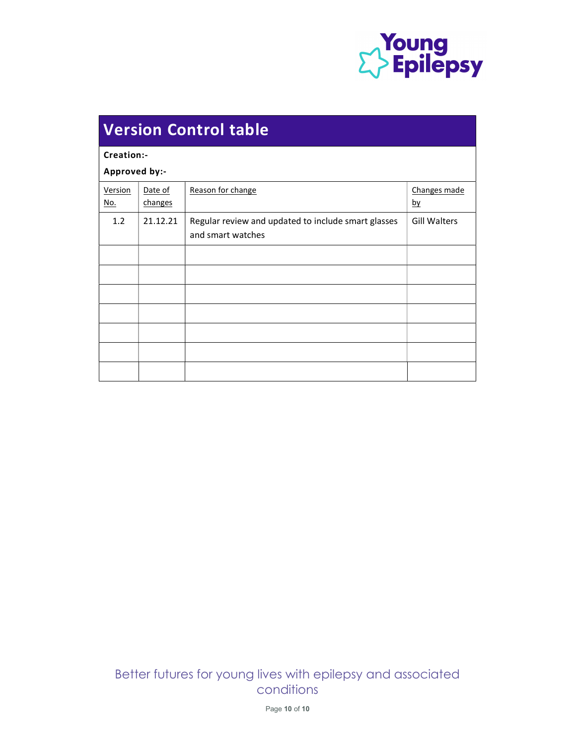## Version Control table

**Creation:-**

**Approved by:-**

| Version No. | Date of changes | Reason for change | Changes made by |
|---|---|---|---|
| 1.2 | 21.12.21 | Regular review and updated to include smart glasses and smart watches | Gill Walters |
| | | | |
| | | | |
| | | | |
| | | | |
| | | | |
| | | | |
| | | | |

Better futures for young lives with epilepsy and associated conditions